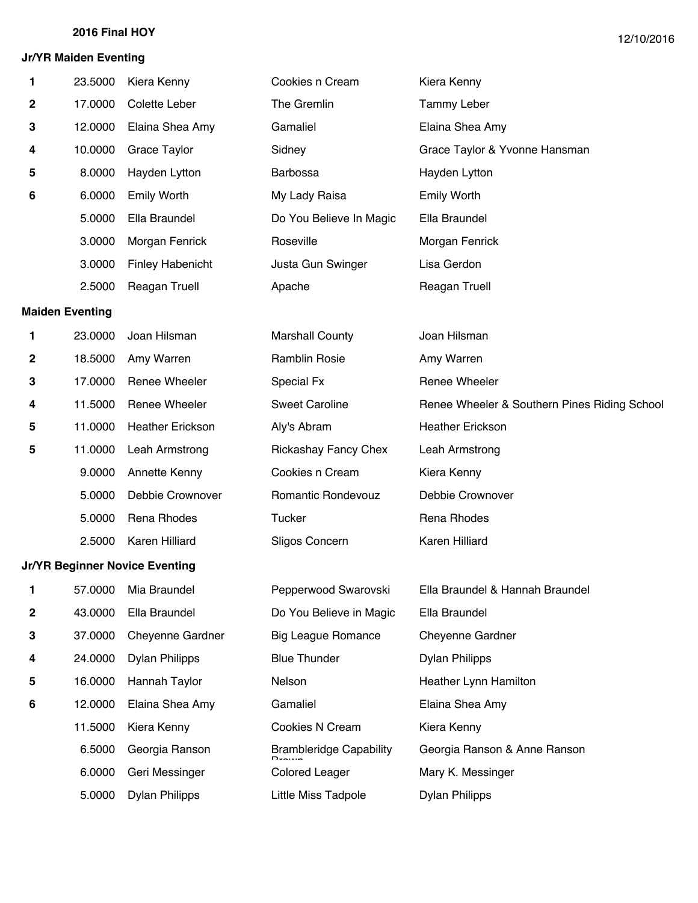**2016 Final HOY**

12/10/2016

### Jr/YR Maiden Eventing

| Place | Points | Rider | Horse | Owner |
|---|---|---|---|---|
| 1 | 23.5000 | Kiera Kenny | Cookies n Cream | Kiera Kenny |
| 2 | 17.0000 | Colette Leber | The Gremlin | Tammy Leber |
| 3 | 12.0000 | Elaina Shea Amy | Gamaliel | Elaina Shea Amy |
| 4 | 10.0000 | Grace Taylor | Sidney | Grace Taylor & Yvonne Hansman |
| 5 | 8.0000 | Hayden Lytton | Barbossa | Hayden Lytton |
| 6 | 6.0000 | Emily Worth | My Lady Raisa | Emily Worth |
| | 5.0000 | Ella Braundel | Do You Believe In Magic | Ella Braundel |
| | 3.0000 | Morgan Fenrick | Roseville | Morgan Fenrick |
| | 3.0000 | Finley Habenicht | Justa Gun Swinger | Lisa Gerdon |
| | 2.5000 | Reagan Truell | Apache | Reagan Truell |

### Maiden Eventing

| Place | Points | Rider | Horse | Owner |
|---|---|---|---|---|
| 1 | 23.0000 | Joan Hilsman | Marshall County | Joan Hilsman |
| 2 | 18.5000 | Amy Warren | Ramblin Rosie | Amy Warren |
| 3 | 17.0000 | Renee Wheeler | Special Fx | Renee Wheeler |
| 4 | 11.5000 | Renee Wheeler | Sweet Caroline | Renee Wheeler & Southern Pines Riding School |
| 5 | 11.0000 | Heather Erickson | Aly's Abram | Heather Erickson |
| 5 | 11.0000 | Leah Armstrong | Rickashay Fancy Chex | Leah Armstrong |
| | 9.0000 | Annette Kenny | Cookies n Cream | Kiera Kenny |
| | 5.0000 | Debbie Crownover | Romantic Rondevouz | Debbie Crownover |
| | 5.0000 | Rena Rhodes | Tucker | Rena Rhodes |
| | 2.5000 | Karen Hilliard | Sligos Concern | Karen Hilliard |

### Jr/YR Beginner Novice Eventing

| Place | Points | Rider | Horse | Owner |
|---|---|---|---|---|
| 1 | 57.0000 | Mia Braundel | Pepperwood Swarovski | Ella Braundel & Hannah Braundel |
| 2 | 43.0000 | Ella Braundel | Do You Believe in Magic | Ella Braundel |
| 3 | 37.0000 | Cheyenne Gardner | Big League Romance | Cheyenne Gardner |
| 4 | 24.0000 | Dylan Philipps | Blue Thunder | Dylan Philipps |
| 5 | 16.0000 | Hannah Taylor | Nelson | Heather Lynn Hamilton |
| 6 | 12.0000 | Elaina Shea Amy | Gamaliel | Elaina Shea Amy |
| | 11.5000 | Kiera Kenny | Cookies N Cream | Kiera Kenny |
| | 6.5000 | Georgia Ranson | Brambleridge Capability Brown | Georgia Ranson & Anne Ranson |
| | 6.0000 | Geri Messinger | Colored Leager | Mary K. Messinger |
| | 5.0000 | Dylan Philipps | Little Miss Tadpole | Dylan Philipps |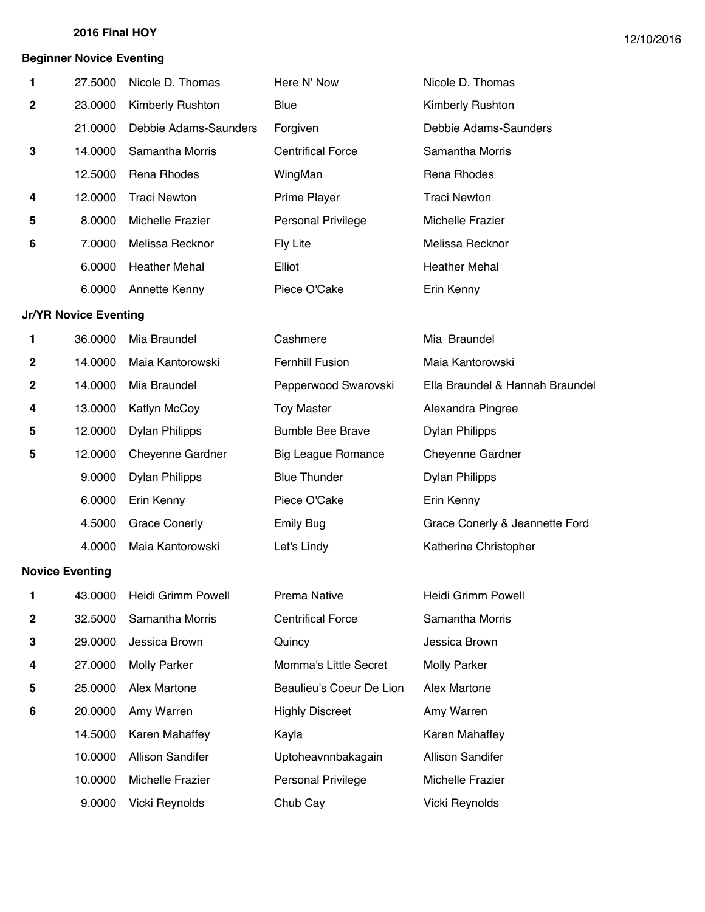**2016 Final HOY**

12/10/2016

### Beginner Novice Eventing

| Place | Points | Rider | Horse | Owner |
|---|---|---|---|---|
| 1 | 27.5000 | Nicole D. Thomas | Here N' Now | Nicole D. Thomas |
| 2 | 23.0000 | Kimberly Rushton | Blue | Kimberly Rushton |
| | 21.0000 | Debbie Adams-Saunders | Forgiven | Debbie Adams-Saunders |
| 3 | 14.0000 | Samantha Morris | Centrifical Force | Samantha Morris |
| | 12.5000 | Rena Rhodes | WingMan | Rena Rhodes |
| 4 | 12.0000 | Traci Newton | Prime Player | Traci Newton |
| 5 | 8.0000 | Michelle Frazier | Personal Privilege | Michelle Frazier |
| 6 | 7.0000 | Melissa Recknor | Fly Lite | Melissa Recknor |
| | 6.0000 | Heather Mehal | Elliot | Heather Mehal |
| | 6.0000 | Annette Kenny | Piece O'Cake | Erin Kenny |

### Jr/YR Novice Eventing

| Place | Points | Rider | Horse | Owner |
|---|---|---|---|---|
| 1 | 36.0000 | Mia Braundel | Cashmere | Mia Braundel |
| 2 | 14.0000 | Maia Kantorowski | Fernhill Fusion | Maia Kantorowski |
| 2 | 14.0000 | Mia Braundel | Pepperwood Swarovski | Ella Braundel & Hannah Braundel |
| 4 | 13.0000 | Katlyn McCoy | Toy Master | Alexandra Pingree |
| 5 | 12.0000 | Dylan Philipps | Bumble Bee Brave | Dylan Philipps |
| 5 | 12.0000 | Cheyenne Gardner | Big League Romance | Cheyenne Gardner |
| | 9.0000 | Dylan Philipps | Blue Thunder | Dylan Philipps |
| | 6.0000 | Erin Kenny | Piece O'Cake | Erin Kenny |
| | 4.5000 | Grace Conerly | Emily Bug | Grace Conerly & Jeannette Ford |
| | 4.0000 | Maia Kantorowski | Let's Lindy | Katherine Christopher |

### Novice Eventing

| Place | Points | Rider | Horse | Owner |
|---|---|---|---|---|
| 1 | 43.0000 | Heidi Grimm Powell | Prema Native | Heidi Grimm Powell |
| 2 | 32.5000 | Samantha Morris | Centrifical Force | Samantha Morris |
| 3 | 29.0000 | Jessica Brown | Quincy | Jessica Brown |
| 4 | 27.0000 | Molly Parker | Momma's Little Secret | Molly Parker |
| 5 | 25.0000 | Alex Martone | Beaulieu's Coeur De Lion | Alex Martone |
| 6 | 20.0000 | Amy Warren | Highly Discreet | Amy Warren |
| | 14.5000 | Karen Mahaffey | Kayla | Karen Mahaffey |
| | 10.0000 | Allison Sandifer | Uptoheavnnbakagain | Allison Sandifer |
| | 10.0000 | Michelle Frazier | Personal Privilege | Michelle Frazier |
| | 9.0000 | Vicki Reynolds | Chub Cay | Vicki Reynolds |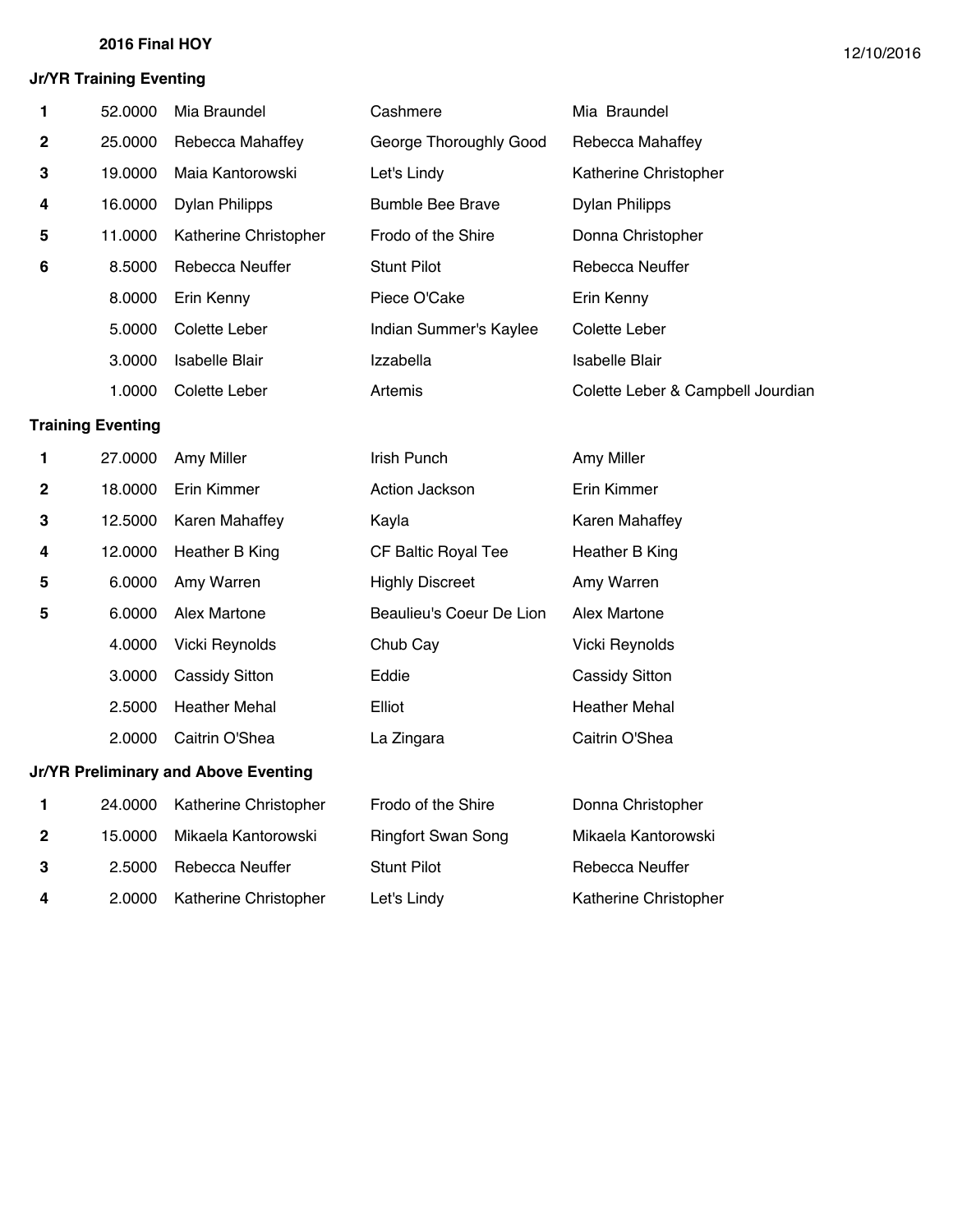**2016 Final HOY**

12/10/2016

### Jr/YR Training Eventing

| Place | Points | Rider | Horse | Owner |
|---|---|---|---|---|
| 1 | 52.0000 | Mia Braundel | Cashmere | Mia Braundel |
| 2 | 25.0000 | Rebecca Mahaffey | George Thoroughly Good | Rebecca Mahaffey |
| 3 | 19.0000 | Maia Kantorowski | Let's Lindy | Katherine Christopher |
| 4 | 16.0000 | Dylan Philipps | Bumble Bee Brave | Dylan Philipps |
| 5 | 11.0000 | Katherine Christopher | Frodo of the Shire | Donna Christopher |
| 6 | 8.5000 | Rebecca Neuffer | Stunt Pilot | Rebecca Neuffer |
| | 8.0000 | Erin Kenny | Piece O'Cake | Erin Kenny |
| | 5.0000 | Colette Leber | Indian Summer's Kaylee | Colette Leber |
| | 3.0000 | Isabelle Blair | Izzabella | Isabelle Blair |
| | 1.0000 | Colette Leber | Artemis | Colette Leber & Campbell Jourdian |

### Training Eventing

| Place | Points | Rider | Horse | Owner |
|---|---|---|---|---|
| 1 | 27.0000 | Amy Miller | Irish Punch | Amy Miller |
| 2 | 18.0000 | Erin Kimmer | Action Jackson | Erin Kimmer |
| 3 | 12.5000 | Karen Mahaffey | Kayla | Karen Mahaffey |
| 4 | 12.0000 | Heather B King | CF Baltic Royal Tee | Heather B King |
| 5 | 6.0000 | Amy Warren | Highly Discreet | Amy Warren |
| 5 | 6.0000 | Alex Martone | Beaulieu's Coeur De Lion | Alex Martone |
| | 4.0000 | Vicki Reynolds | Chub Cay | Vicki Reynolds |
| | 3.0000 | Cassidy Sitton | Eddie | Cassidy Sitton |
| | 2.5000 | Heather Mehal | Elliot | Heather Mehal |
| | 2.0000 | Caitrin O'Shea | La Zingara | Caitrin O'Shea |

### Jr/YR Preliminary and Above Eventing

| Place | Points | Rider | Horse | Owner |
|---|---|---|---|---|
| 1 | 24.0000 | Katherine Christopher | Frodo of the Shire | Donna Christopher |
| 2 | 15.0000 | Mikaela Kantorowski | Ringfort Swan Song | Mikaela Kantorowski |
| 3 | 2.5000 | Rebecca Neuffer | Stunt Pilot | Rebecca Neuffer |
| 4 | 2.0000 | Katherine Christopher | Let's Lindy | Katherine Christopher |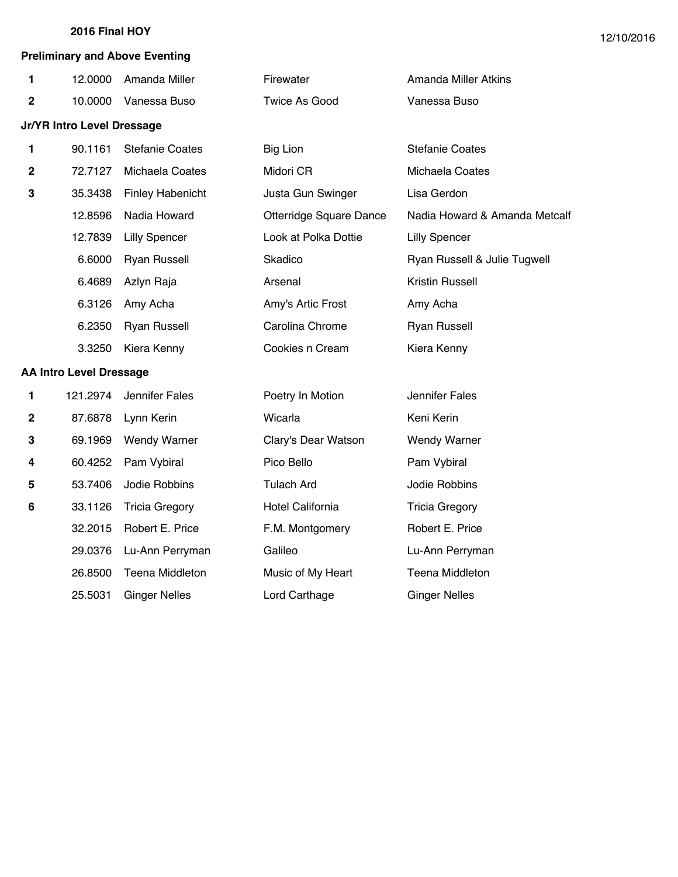**2016 Final HOY**

12/10/2016

### Preliminary and Above Eventing

| | | | | |
|---|---|---|---|---|
| 1 | 12.0000 | Amanda Miller | Firewater | Amanda Miller Atkins |
| 2 | 10.0000 | Vanessa Buso | Twice As Good | Vanessa Buso |

### Jr/YR Intro Level Dressage

| | | | | |
|---|---|---|---|---|
| 1 | 90.1161 | Stefanie Coates | Big Lion | Stefanie Coates |
| 2 | 72.7127 | Michaela Coates | Midori CR | Michaela Coates |
| 3 | 35.3438 | Finley Habenicht | Justa Gun Swinger | Lisa Gerdon |
| | 12.8596 | Nadia Howard | Otterridge Square Dance | Nadia Howard & Amanda Metcalf |
| | 12.7839 | Lilly Spencer | Look at Polka Dottie | Lilly Spencer |
| | 6.6000 | Ryan Russell | Skadico | Ryan Russell & Julie Tugwell |
| | 6.4689 | Azlyn Raja | Arsenal | Kristin Russell |
| | 6.3126 | Amy Acha | Amy's Artic Frost | Amy Acha |
| | 6.2350 | Ryan Russell | Carolina Chrome | Ryan Russell |
| | 3.3250 | Kiera Kenny | Cookies n Cream | Kiera Kenny |

### AA Intro Level Dressage

| | | | | |
|---|---|---|---|---|
| 1 | 121.2974 | Jennifer Fales | Poetry In Motion | Jennifer Fales |
| 2 | 87.6878 | Lynn Kerin | Wicarla | Keni Kerin |
| 3 | 69.1969 | Wendy Warner | Clary's Dear Watson | Wendy Warner |
| 4 | 60.4252 | Pam Vybiral | Pico Bello | Pam Vybiral |
| 5 | 53.7406 | Jodie Robbins | Tulach Ard | Jodie Robbins |
| 6 | 33.1126 | Tricia Gregory | Hotel California | Tricia Gregory |
| | 32.2015 | Robert E. Price | F.M. Montgomery | Robert E. Price |
| | 29.0376 | Lu-Ann Perryman | Galileo | Lu-Ann Perryman |
| | 26.8500 | Teena Middleton | Music of My Heart | Teena Middleton |
| | 25.5031 | Ginger Nelles | Lord Carthage | Ginger Nelles |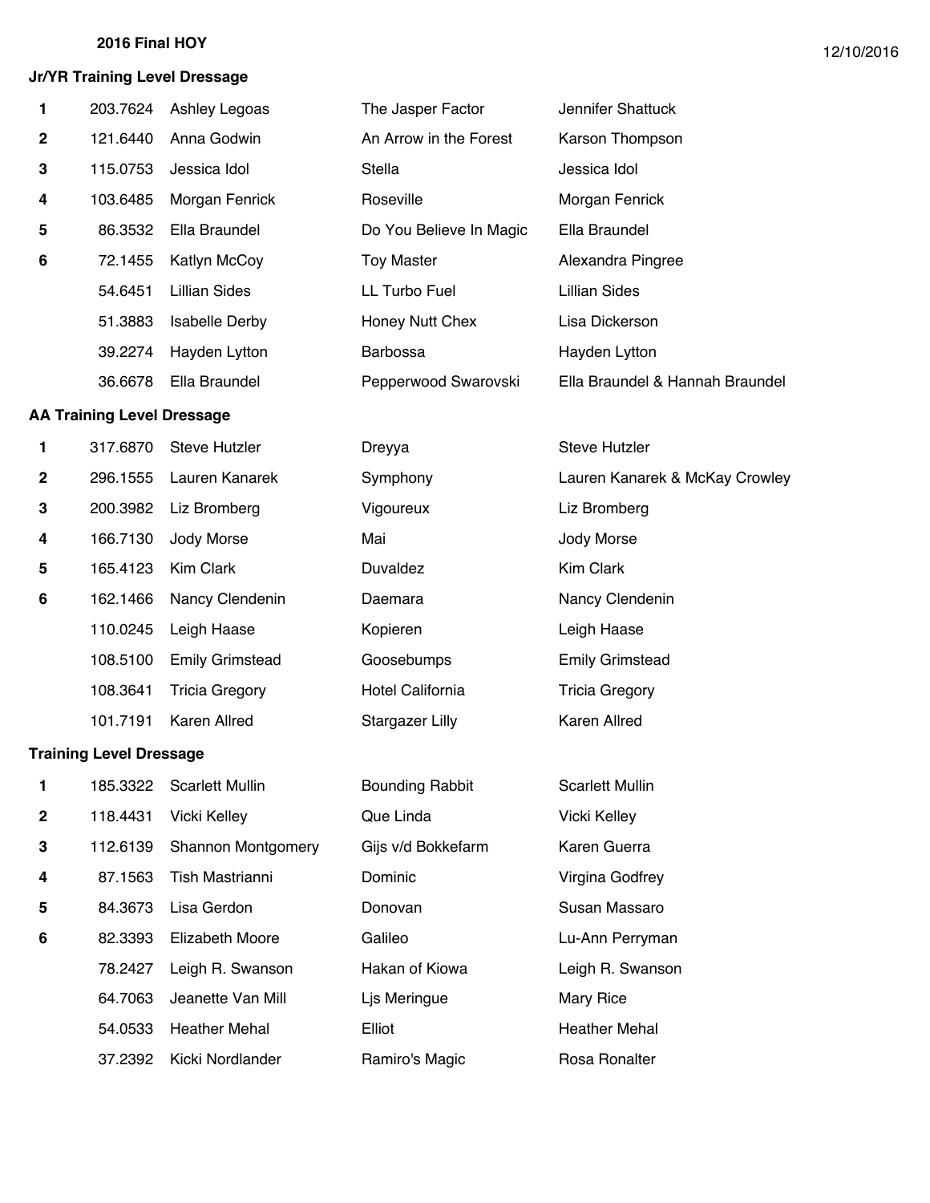**2016 Final HOY**

12/10/2016

### Jr/YR Training Level Dressage

| Place | Points | Rider | Horse | Owner |
|---|---|---|---|---|
| 1 | 203.7624 | Ashley Legoas | The Jasper Factor | Jennifer Shattuck |
| 2 | 121.6440 | Anna Godwin | An Arrow in the Forest | Karson Thompson |
| 3 | 115.0753 | Jessica Idol | Stella | Jessica Idol |
| 4 | 103.6485 | Morgan Fenrick | Roseville | Morgan Fenrick |
| 5 | 86.3532 | Ella Braundel | Do You Believe In Magic | Ella Braundel |
| 6 | 72.1455 | Katlyn McCoy | Toy Master | Alexandra Pingree |
| | 54.6451 | Lillian Sides | LL Turbo Fuel | Lillian Sides |
| | 51.3883 | Isabelle Derby | Honey Nutt Chex | Lisa Dickerson |
| | 39.2274 | Hayden Lytton | Barbossa | Hayden Lytton |
| | 36.6678 | Ella Braundel | Pepperwood Swarovski | Ella Braundel & Hannah Braundel |

### AA Training Level Dressage

| Place | Points | Rider | Horse | Owner |
|---|---|---|---|---|
| 1 | 317.6870 | Steve Hutzler | Dreyya | Steve Hutzler |
| 2 | 296.1555 | Lauren Kanarek | Symphony | Lauren Kanarek & McKay Crowley |
| 3 | 200.3982 | Liz Bromberg | Vigoureux | Liz Bromberg |
| 4 | 166.7130 | Jody Morse | Mai | Jody Morse |
| 5 | 165.4123 | Kim Clark | Duvaldez | Kim Clark |
| 6 | 162.1466 | Nancy Clendenin | Daemara | Nancy Clendenin |
| | 110.0245 | Leigh Haase | Kopieren | Leigh Haase |
| | 108.5100 | Emily Grimstead | Goosebumps | Emily Grimstead |
| | 108.3641 | Tricia Gregory | Hotel California | Tricia Gregory |
| | 101.7191 | Karen Allred | Stargazer Lilly | Karen Allred |

### Training Level Dressage

| Place | Points | Rider | Horse | Owner |
|---|---|---|---|---|
| 1 | 185.3322 | Scarlett Mullin | Bounding Rabbit | Scarlett Mullin |
| 2 | 118.4431 | Vicki Kelley | Que Linda | Vicki Kelley |
| 3 | 112.6139 | Shannon Montgomery | Gijs v/d Bokkefarm | Karen Guerra |
| 4 | 87.1563 | Tish Mastrianni | Dominic | Virgina Godfrey |
| 5 | 84.3673 | Lisa Gerdon | Donovan | Susan Massaro |
| 6 | 82.3393 | Elizabeth Moore | Galileo | Lu-Ann Perryman |
| | 78.2427 | Leigh R. Swanson | Hakan of Kiowa | Leigh R. Swanson |
| | 64.7063 | Jeanette Van Mill | Ljs Meringue | Mary Rice |
| | 54.0533 | Heather Mehal | Elliot | Heather Mehal |
| | 37.2392 | Kicki Nordlander | Ramiro's Magic | Rosa Ronalter |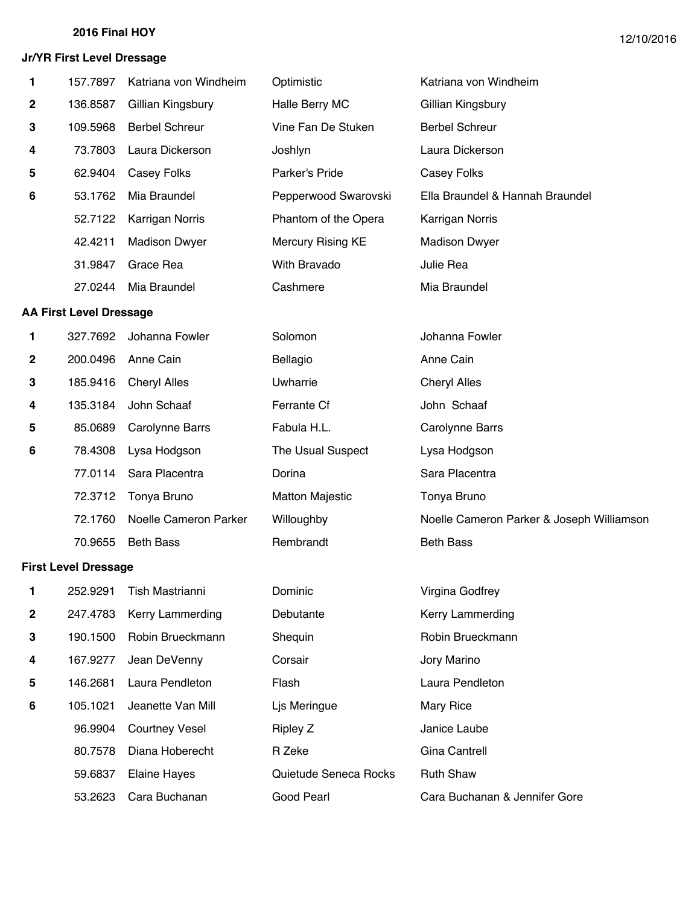**2016 Final HOY**

12/10/2016

### Jr/YR First Level Dressage

| Place | Points | Rider | Horse | Owner |
|---|---|---|---|---|
| 1 | 157.7897 | Katriana von Windheim | Optimistic | Katriana von Windheim |
| 2 | 136.8587 | Gillian Kingsbury | Halle Berry MC | Gillian Kingsbury |
| 3 | 109.5968 | Berbel Schreur | Vine Fan De Stuken | Berbel Schreur |
| 4 | 73.7803 | Laura Dickerson | Joshlyn | Laura Dickerson |
| 5 | 62.9404 | Casey Folks | Parker's Pride | Casey Folks |
| 6 | 53.1762 | Mia Braundel | Pepperwood Swarovski | Ella Braundel & Hannah Braundel |
| | 52.7122 | Karrigan Norris | Phantom of the Opera | Karrigan Norris |
| | 42.4211 | Madison Dwyer | Mercury Rising KE | Madison Dwyer |
| | 31.9847 | Grace Rea | With Bravado | Julie Rea |
| | 27.0244 | Mia Braundel | Cashmere | Mia Braundel |

### AA First Level Dressage

| Place | Points | Rider | Horse | Owner |
|---|---|---|---|---|
| 1 | 327.7692 | Johanna Fowler | Solomon | Johanna Fowler |
| 2 | 200.0496 | Anne Cain | Bellagio | Anne Cain |
| 3 | 185.9416 | Cheryl Alles | Uwharrie | Cheryl Alles |
| 4 | 135.3184 | John Schaaf | Ferrante Cf | John Schaaf |
| 5 | 85.0689 | Carolynne Barrs | Fabula H.L. | Carolynne Barrs |
| 6 | 78.4308 | Lysa Hodgson | The Usual Suspect | Lysa Hodgson |
| | 77.0114 | Sara Placentra | Dorina | Sara Placentra |
| | 72.3712 | Tonya Bruno | Matton Majestic | Tonya Bruno |
| | 72.1760 | Noelle Cameron Parker | Willoughby | Noelle Cameron Parker & Joseph Williamson |
| | 70.9655 | Beth Bass | Rembrandt | Beth Bass |

### First Level Dressage

| Place | Points | Rider | Horse | Owner |
|---|---|---|---|---|
| 1 | 252.9291 | Tish Mastrianni | Dominic | Virgina Godfrey |
| 2 | 247.4783 | Kerry Lammerding | Debutante | Kerry Lammerding |
| 3 | 190.1500 | Robin Brueckmann | Shequin | Robin Brueckmann |
| 4 | 167.9277 | Jean DeVenny | Corsair | Jory Marino |
| 5 | 146.2681 | Laura Pendleton | Flash | Laura Pendleton |
| 6 | 105.1021 | Jeanette Van Mill | Ljs Meringue | Mary Rice |
| | 96.9904 | Courtney Vesel | Ripley Z | Janice Laube |
| | 80.7578 | Diana Hoberecht | R Zeke | Gina Cantrell |
| | 59.6837 | Elaine Hayes | Quietude Seneca Rocks | Ruth Shaw |
| | 53.2623 | Cara Buchanan | Good Pearl | Cara Buchanan & Jennifer Gore |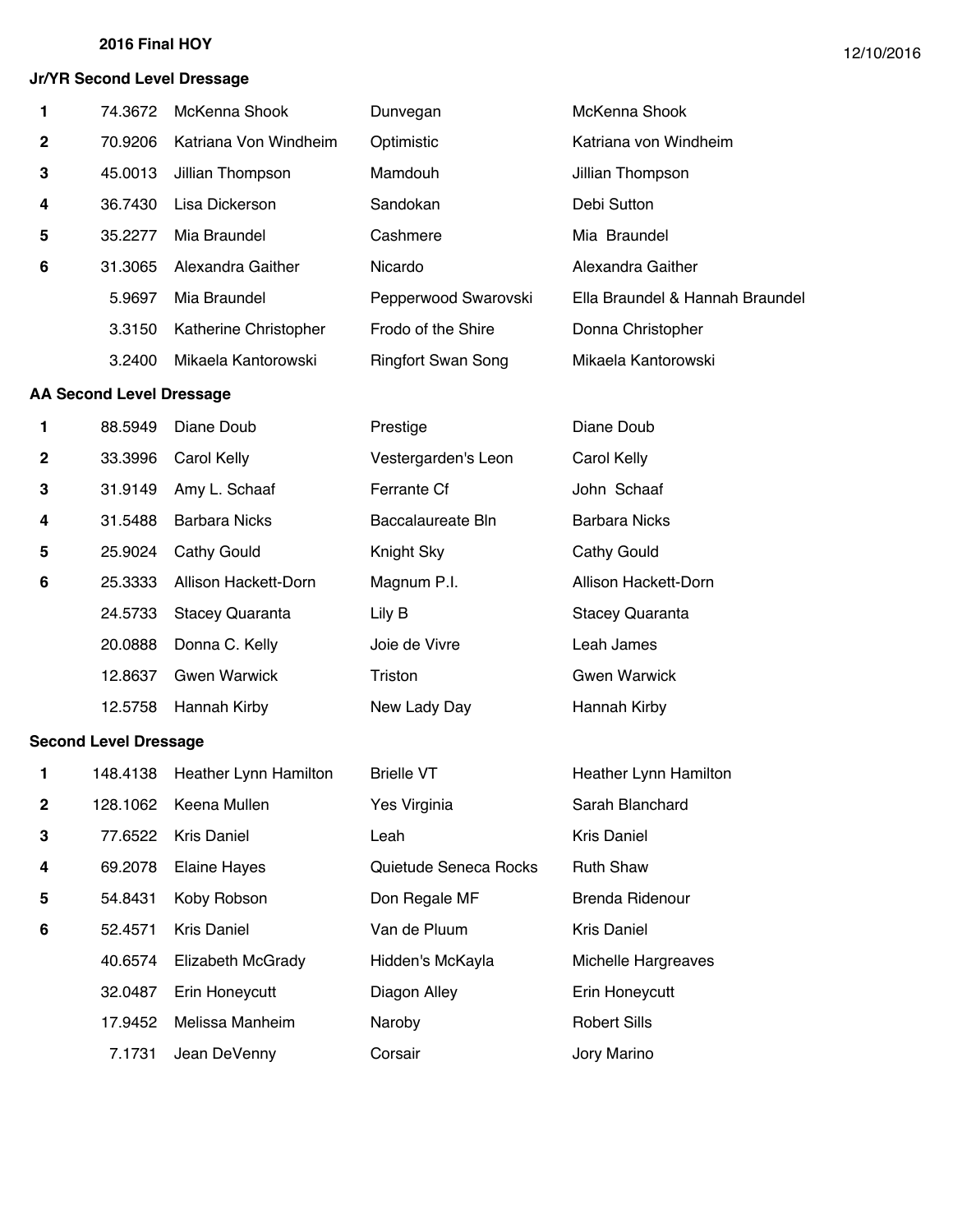**2016 Final HOY**

12/10/2016

### Jr/YR Second Level Dressage

| Place | Points | Rider | Horse | Owner |
|---|---|---|---|---|
| 1 | 74.3672 | McKenna Shook | Dunvegan | McKenna Shook |
| 2 | 70.9206 | Katriana Von Windheim | Optimistic | Katriana von Windheim |
| 3 | 45.0013 | Jillian Thompson | Mamdouh | Jillian Thompson |
| 4 | 36.7430 | Lisa Dickerson | Sandokan | Debi Sutton |
| 5 | 35.2277 | Mia Braundel | Cashmere | Mia Braundel |
| 6 | 31.3065 | Alexandra Gaither | Nicardo | Alexandra Gaither |
| | 5.9697 | Mia Braundel | Pepperwood Swarovski | Ella Braundel & Hannah Braundel |
| | 3.3150 | Katherine Christopher | Frodo of the Shire | Donna Christopher |
| | 3.2400 | Mikaela Kantorowski | Ringfort Swan Song | Mikaela Kantorowski |

### AA Second Level Dressage

| Place | Points | Rider | Horse | Owner |
|---|---|---|---|---|
| 1 | 88.5949 | Diane Doub | Prestige | Diane Doub |
| 2 | 33.3996 | Carol Kelly | Vestergarden's Leon | Carol Kelly |
| 3 | 31.9149 | Amy L. Schaaf | Ferrante Cf | John Schaaf |
| 4 | 31.5488 | Barbara Nicks | Baccalaureate Bln | Barbara Nicks |
| 5 | 25.9024 | Cathy Gould | Knight Sky | Cathy Gould |
| 6 | 25.3333 | Allison Hackett-Dorn | Magnum P.I. | Allison Hackett-Dorn |
| | 24.5733 | Stacey Quaranta | Lily B | Stacey Quaranta |
| | 20.0888 | Donna C. Kelly | Joie de Vivre | Leah James |
| | 12.8637 | Gwen Warwick | Triston | Gwen Warwick |
| | 12.5758 | Hannah Kirby | New Lady Day | Hannah Kirby |

### Second Level Dressage

| Place | Points | Rider | Horse | Owner |
|---|---|---|---|---|
| 1 | 148.4138 | Heather Lynn Hamilton | Brielle VT | Heather Lynn Hamilton |
| 2 | 128.1062 | Keena Mullen | Yes Virginia | Sarah Blanchard |
| 3 | 77.6522 | Kris Daniel | Leah | Kris Daniel |
| 4 | 69.2078 | Elaine Hayes | Quietude Seneca Rocks | Ruth Shaw |
| 5 | 54.8431 | Koby Robson | Don Regale MF | Brenda Ridenour |
| 6 | 52.4571 | Kris Daniel | Van de Pluum | Kris Daniel |
| | 40.6574 | Elizabeth McGrady | Hidden's McKayla | Michelle Hargreaves |
| | 32.0487 | Erin Honeycutt | Diagon Alley | Erin Honeycutt |
| | 17.9452 | Melissa Manheim | Naroby | Robert Sills |
| | 7.1731 | Jean DeVenny | Corsair | Jory Marino |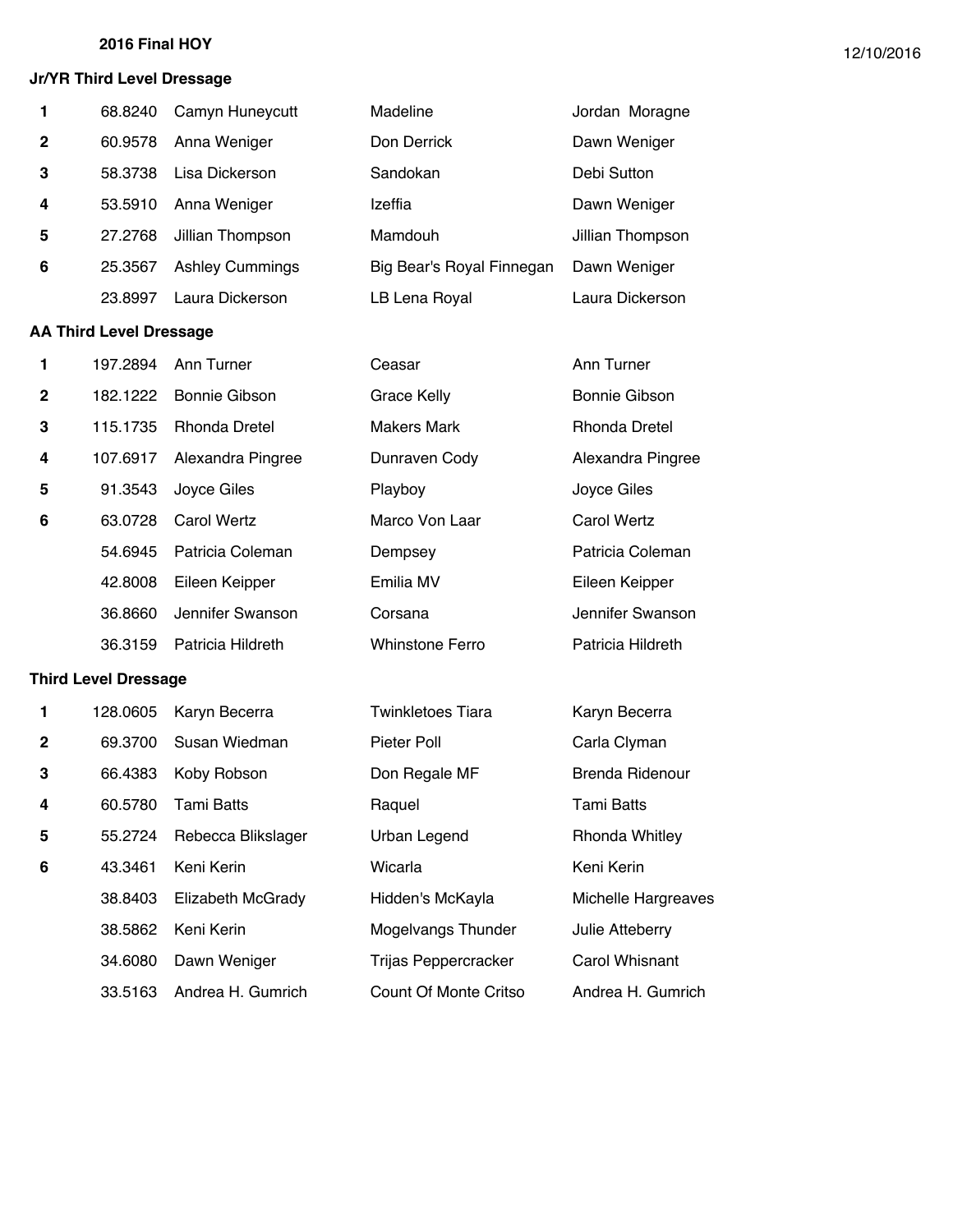**2016 Final HOY**

12/10/2016

### Jr/YR Third Level Dressage

| | | | | |
|---|---|---|---|---|
| 1 | 68.8240 | Camyn Huneycutt | Madeline | Jordan Moragne |
| 2 | 60.9578 | Anna Weniger | Don Derrick | Dawn Weniger |
| 3 | 58.3738 | Lisa Dickerson | Sandokan | Debi Sutton |
| 4 | 53.5910 | Anna Weniger | Izeffia | Dawn Weniger |
| 5 | 27.2768 | Jillian Thompson | Mamdouh | Jillian Thompson |
| 6 | 25.3567 | Ashley Cummings | Big Bear's Royal Finnegan | Dawn Weniger |
| | 23.8997 | Laura Dickerson | LB Lena Royal | Laura Dickerson |

### AA Third Level Dressage

| | | | | |
|---|---|---|---|---|
| 1 | 197.2894 | Ann Turner | Ceasar | Ann Turner |
| 2 | 182.1222 | Bonnie Gibson | Grace Kelly | Bonnie Gibson |
| 3 | 115.1735 | Rhonda Dretel | Makers Mark | Rhonda Dretel |
| 4 | 107.6917 | Alexandra Pingree | Dunraven Cody | Alexandra Pingree |
| 5 | 91.3543 | Joyce Giles | Playboy | Joyce Giles |
| 6 | 63.0728 | Carol Wertz | Marco Von Laar | Carol Wertz |
| | 54.6945 | Patricia Coleman | Dempsey | Patricia Coleman |
| | 42.8008 | Eileen Keipper | Emilia MV | Eileen Keipper |
| | 36.8660 | Jennifer Swanson | Corsana | Jennifer Swanson |
| | 36.3159 | Patricia Hildreth | Whinstone Ferro | Patricia Hildreth |

### Third Level Dressage

| | | | | |
|---|---|---|---|---|
| 1 | 128.0605 | Karyn Becerra | Twinkletoes Tiara | Karyn Becerra |
| 2 | 69.3700 | Susan Wiedman | Pieter Poll | Carla Clyman |
| 3 | 66.4383 | Koby Robson | Don Regale MF | Brenda Ridenour |
| 4 | 60.5780 | Tami Batts | Raquel | Tami Batts |
| 5 | 55.2724 | Rebecca Blikslager | Urban Legend | Rhonda Whitley |
| 6 | 43.3461 | Keni Kerin | Wicarla | Keni Kerin |
| | 38.8403 | Elizabeth McGrady | Hidden's McKayla | Michelle Hargreaves |
| | 38.5862 | Keni Kerin | Mogelvangs Thunder | Julie Atteberry |
| | 34.6080 | Dawn Weniger | Trijas Peppercracker | Carol Whisnant |
| | 33.5163 | Andrea H. Gumrich | Count Of Monte Critso | Andrea H. Gumrich |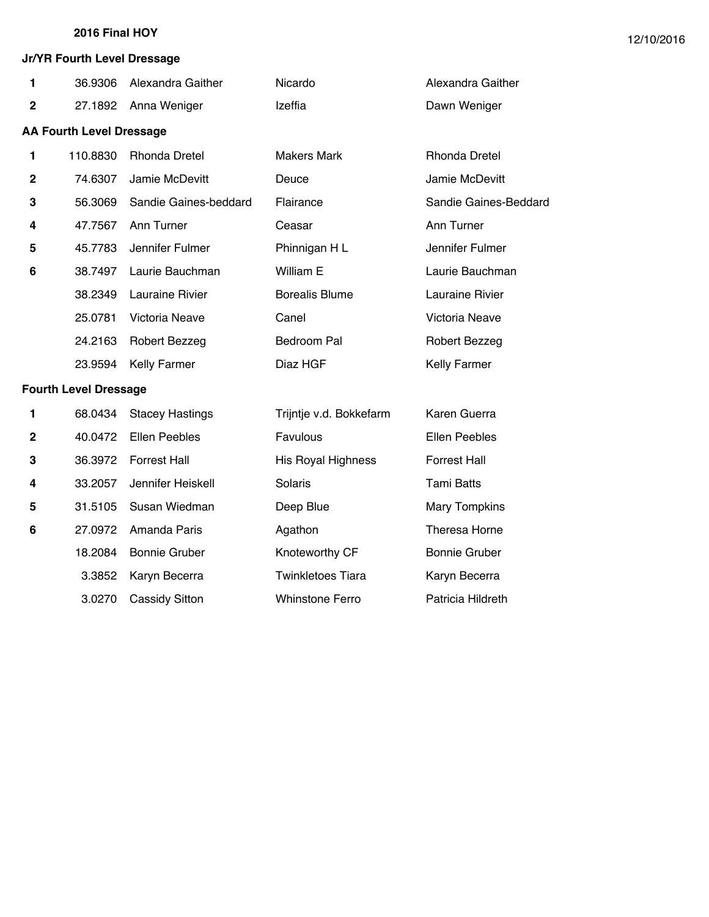**2016 Final HOY**

12/10/2016

### Jr/YR Fourth Level Dressage

| Place | Points | Rider | Horse | Owner |
|---|---|---|---|---|
| 1 | 36.9306 | Alexandra Gaither | Nicardo | Alexandra Gaither |
| 2 | 27.1892 | Anna Weniger | Izeffia | Dawn Weniger |

### AA Fourth Level Dressage

| Place | Points | Rider | Horse | Owner |
|---|---|---|---|---|
| 1 | 110.8830 | Rhonda Dretel | Makers Mark | Rhonda Dretel |
| 2 | 74.6307 | Jamie McDevitt | Deuce | Jamie McDevitt |
| 3 | 56.3069 | Sandie Gaines-beddard | Flairance | Sandie Gaines-Beddard |
| 4 | 47.7567 | Ann Turner | Ceasar | Ann Turner |
| 5 | 45.7783 | Jennifer Fulmer | Phinnigan H L | Jennifer Fulmer |
| 6 | 38.7497 | Laurie Bauchman | William E | Laurie Bauchman |
| | 38.2349 | Lauraine Rivier | Borealis Blume | Lauraine Rivier |
| | 25.0781 | Victoria Neave | Canel | Victoria Neave |
| | 24.2163 | Robert Bezzeg | Bedroom Pal | Robert Bezzeg |
| | 23.9594 | Kelly Farmer | Diaz HGF | Kelly Farmer |

### Fourth Level Dressage

| Place | Points | Rider | Horse | Owner |
|---|---|---|---|---|
| 1 | 68.0434 | Stacey Hastings | Trijntje v.d. Bokkefarm | Karen Guerra |
| 2 | 40.0472 | Ellen Peebles | Favulous | Ellen Peebles |
| 3 | 36.3972 | Forrest Hall | His Royal Highness | Forrest Hall |
| 4 | 33.2057 | Jennifer Heiskell | Solaris | Tami Batts |
| 5 | 31.5105 | Susan Wiedman | Deep Blue | Mary Tompkins |
| 6 | 27.0972 | Amanda Paris | Agathon | Theresa Horne |
| | 18.2084 | Bonnie Gruber | Knoteworthy CF | Bonnie Gruber |
| | 3.3852 | Karyn Becerra | Twinkletoes Tiara | Karyn Becerra |
| | 3.0270 | Cassidy Sitton | Whinstone Ferro | Patricia Hildreth |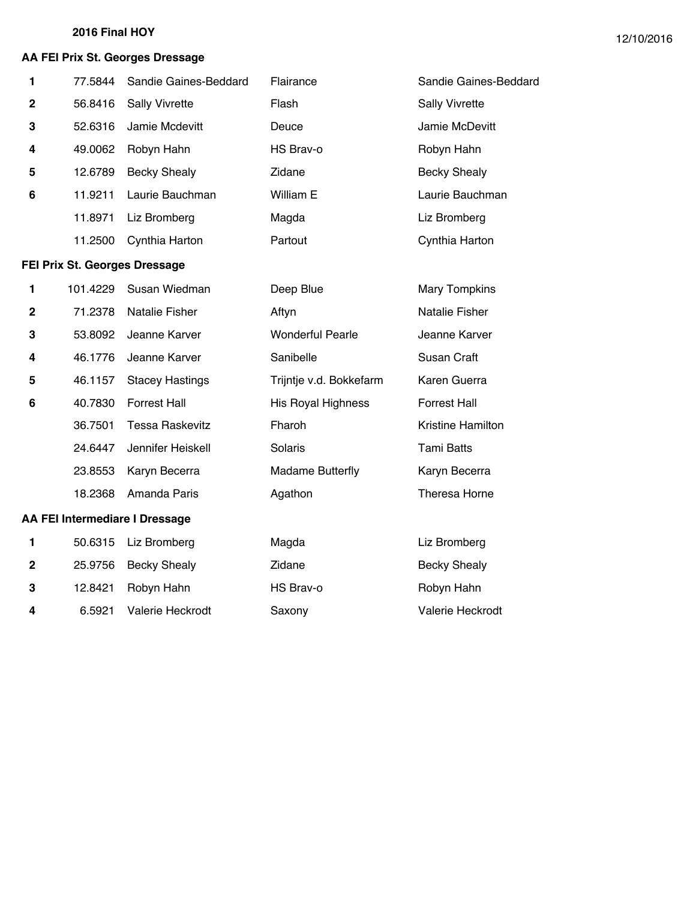**2016 Final HOY**

12/10/2016

### AA FEI Prix St. Georges Dressage

| Place | Points | Rider | Horse | Owner |
|---|---|---|---|---|
| 1 | 77.5844 | Sandie Gaines-Beddard | Flairance | Sandie Gaines-Beddard |
| 2 | 56.8416 | Sally Vivrette | Flash | Sally Vivrette |
| 3 | 52.6316 | Jamie Mcdevitt | Deuce | Jamie McDevitt |
| 4 | 49.0062 | Robyn Hahn | HS Brav-o | Robyn Hahn |
| 5 | 12.6789 | Becky Shealy | Zidane | Becky Shealy |
| 6 | 11.9211 | Laurie Bauchman | William E | Laurie Bauchman |
| | 11.8971 | Liz Bromberg | Magda | Liz Bromberg |
| | 11.2500 | Cynthia Harton | Partout | Cynthia Harton |

### FEI Prix St. Georges Dressage

| Place | Points | Rider | Horse | Owner |
|---|---|---|---|---|
| 1 | 101.4229 | Susan Wiedman | Deep Blue | Mary Tompkins |
| 2 | 71.2378 | Natalie Fisher | Aftyn | Natalie Fisher |
| 3 | 53.8092 | Jeanne Karver | Wonderful Pearle | Jeanne Karver |
| 4 | 46.1776 | Jeanne Karver | Sanibelle | Susan Craft |
| 5 | 46.1157 | Stacey Hastings | Trijntje v.d. Bokkefarm | Karen Guerra |
| 6 | 40.7830 | Forrest Hall | His Royal Highness | Forrest Hall |
| | 36.7501 | Tessa Raskevitz | Fharoh | Kristine Hamilton |
| | 24.6447 | Jennifer Heiskell | Solaris | Tami Batts |
| | 23.8553 | Karyn Becerra | Madame Butterfly | Karyn Becerra |
| | 18.2368 | Amanda Paris | Agathon | Theresa Horne |

### AA FEI Intermediare I Dressage

| Place | Points | Rider | Horse | Owner |
|---|---|---|---|---|
| 1 | 50.6315 | Liz Bromberg | Magda | Liz Bromberg |
| 2 | 25.9756 | Becky Shealy | Zidane | Becky Shealy |
| 3 | 12.8421 | Robyn Hahn | HS Brav-o | Robyn Hahn |
| 4 | 6.5921 | Valerie Heckrodt | Saxony | Valerie Heckrodt |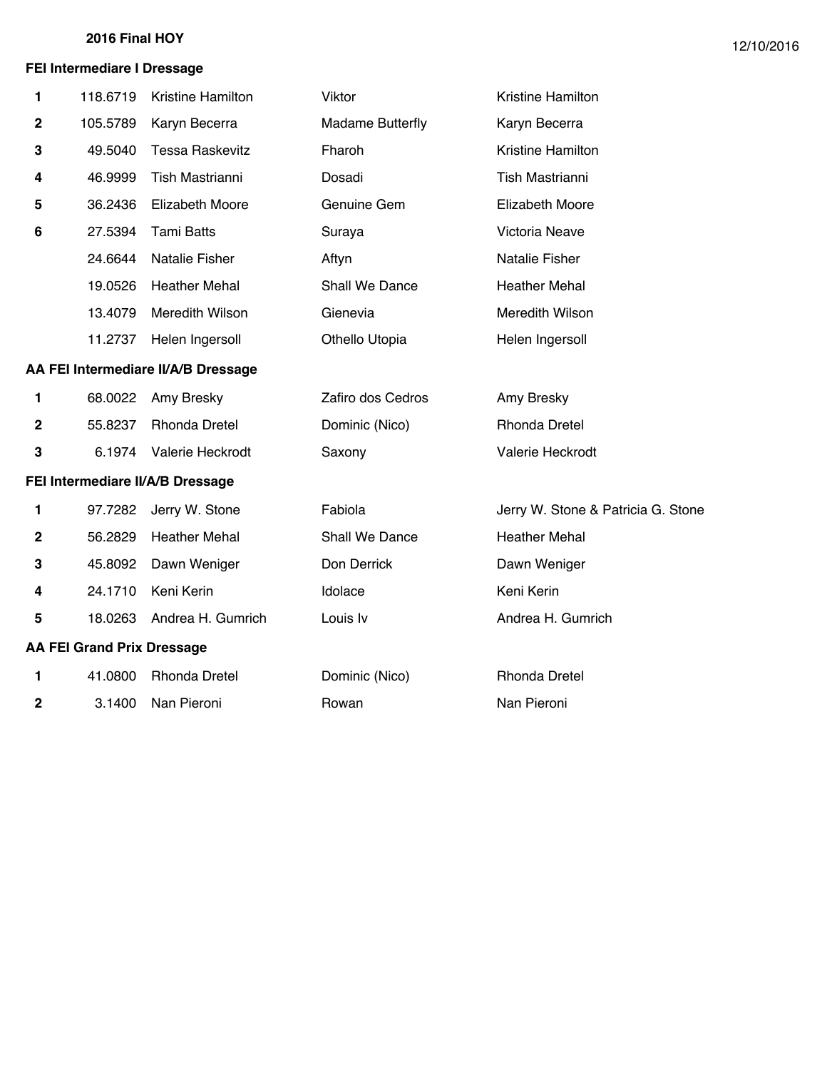**2016 Final HOY**

12/10/2016

### FEI Intermediare I Dressage

| Place | Points | Rider | Horse | Owner |
|---|---|---|---|---|
| 1 | 118.6719 | Kristine Hamilton | Viktor | Kristine Hamilton |
| 2 | 105.5789 | Karyn Becerra | Madame Butterfly | Karyn Becerra |
| 3 | 49.5040 | Tessa Raskevitz | Fharoh | Kristine Hamilton |
| 4 | 46.9999 | Tish Mastrianni | Dosadi | Tish Mastrianni |
| 5 | 36.2436 | Elizabeth Moore | Genuine Gem | Elizabeth Moore |
| 6 | 27.5394 | Tami Batts | Suraya | Victoria Neave |
| | 24.6644 | Natalie Fisher | Aftyn | Natalie Fisher |
| | 19.0526 | Heather Mehal | Shall We Dance | Heather Mehal |
| | 13.4079 | Meredith Wilson | Gienevia | Meredith Wilson |
| | 11.2737 | Helen Ingersoll | Othello Utopia | Helen Ingersoll |

### AA FEI Intermediare II/A/B Dressage

| Place | Points | Rider | Horse | Owner |
|---|---|---|---|---|
| 1 | 68.0022 | Amy Bresky | Zafiro dos Cedros | Amy Bresky |
| 2 | 55.8237 | Rhonda Dretel | Dominic (Nico) | Rhonda Dretel |
| 3 | 6.1974 | Valerie Heckrodt | Saxony | Valerie Heckrodt |

### FEI Intermediare II/A/B Dressage

| Place | Points | Rider | Horse | Owner |
|---|---|---|---|---|
| 1 | 97.7282 | Jerry W. Stone | Fabiola | Jerry W. Stone & Patricia G. Stone |
| 2 | 56.2829 | Heather Mehal | Shall We Dance | Heather Mehal |
| 3 | 45.8092 | Dawn Weniger | Don Derrick | Dawn Weniger |
| 4 | 24.1710 | Keni Kerin | Idolace | Keni Kerin |
| 5 | 18.0263 | Andrea H. Gumrich | Louis Iv | Andrea H. Gumrich |

### AA FEI Grand Prix Dressage

| Place | Points | Rider | Horse | Owner |
|---|---|---|---|---|
| 1 | 41.0800 | Rhonda Dretel | Dominic (Nico) | Rhonda Dretel |
| 2 | 3.1400 | Nan Pieroni | Rowan | Nan Pieroni |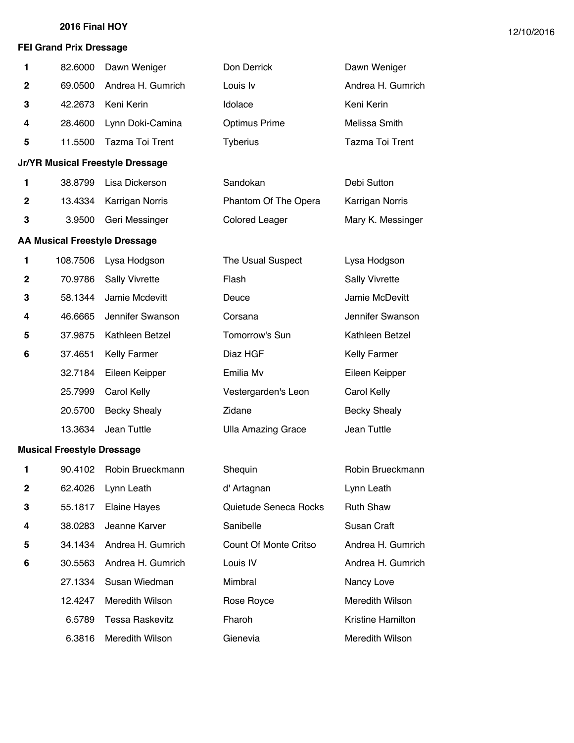**2016 Final HOY**

12/10/2016

### FEI Grand Prix Dressage

| | | | | |
|---|---|---|---|---|
| 1 | 82.6000 | Dawn Weniger | Don Derrick | Dawn Weniger |
| 2 | 69.0500 | Andrea H. Gumrich | Louis Iv | Andrea H. Gumrich |
| 3 | 42.2673 | Keni Kerin | Idolace | Keni Kerin |
| 4 | 28.4600 | Lynn Doki-Camina | Optimus Prime | Melissa Smith |
| 5 | 11.5500 | Tazma Toi Trent | Tyberius | Tazma Toi Trent |

### Jr/YR Musical Freestyle Dressage

| | | | | |
|---|---|---|---|---|
| 1 | 38.8799 | Lisa Dickerson | Sandokan | Debi Sutton |
| 2 | 13.4334 | Karrigan Norris | Phantom Of The Opera | Karrigan Norris |
| 3 | 3.9500 | Geri Messinger | Colored Leager | Mary K. Messinger |

### AA Musical Freestyle Dressage

| | | | | |
|---|---|---|---|---|
| 1 | 108.7506 | Lysa Hodgson | The Usual Suspect | Lysa Hodgson |
| 2 | 70.9786 | Sally Vivrette | Flash | Sally Vivrette |
| 3 | 58.1344 | Jamie Mcdevitt | Deuce | Jamie McDevitt |
| 4 | 46.6665 | Jennifer Swanson | Corsana | Jennifer Swanson |
| 5 | 37.9875 | Kathleen Betzel | Tomorrow's Sun | Kathleen Betzel |
| 6 | 37.4651 | Kelly Farmer | Diaz HGF | Kelly Farmer |
| | 32.7184 | Eileen Keipper | Emilia Mv | Eileen Keipper |
| | 25.7999 | Carol Kelly | Vestergarden's Leon | Carol Kelly |
| | 20.5700 | Becky Shealy | Zidane | Becky Shealy |
| | 13.3634 | Jean Tuttle | Ulla Amazing Grace | Jean Tuttle |

### Musical Freestyle Dressage

| | | | | |
|---|---|---|---|---|
| 1 | 90.4102 | Robin Brueckmann | Shequin | Robin Brueckmann |
| 2 | 62.4026 | Lynn Leath | d' Artagnan | Lynn Leath |
| 3 | 55.1817 | Elaine Hayes | Quietude Seneca Rocks | Ruth Shaw |
| 4 | 38.0283 | Jeanne Karver | Sanibelle | Susan Craft |
| 5 | 34.1434 | Andrea H. Gumrich | Count Of Monte Critso | Andrea H. Gumrich |
| 6 | 30.5563 | Andrea H. Gumrich | Louis IV | Andrea H. Gumrich |
| | 27.1334 | Susan Wiedman | Mimbral | Nancy Love |
| | 12.4247 | Meredith Wilson | Rose Royce | Meredith Wilson |
| | 6.5789 | Tessa Raskevitz | Fharoh | Kristine Hamilton |
| | 6.3816 | Meredith Wilson | Gienevia | Meredith Wilson |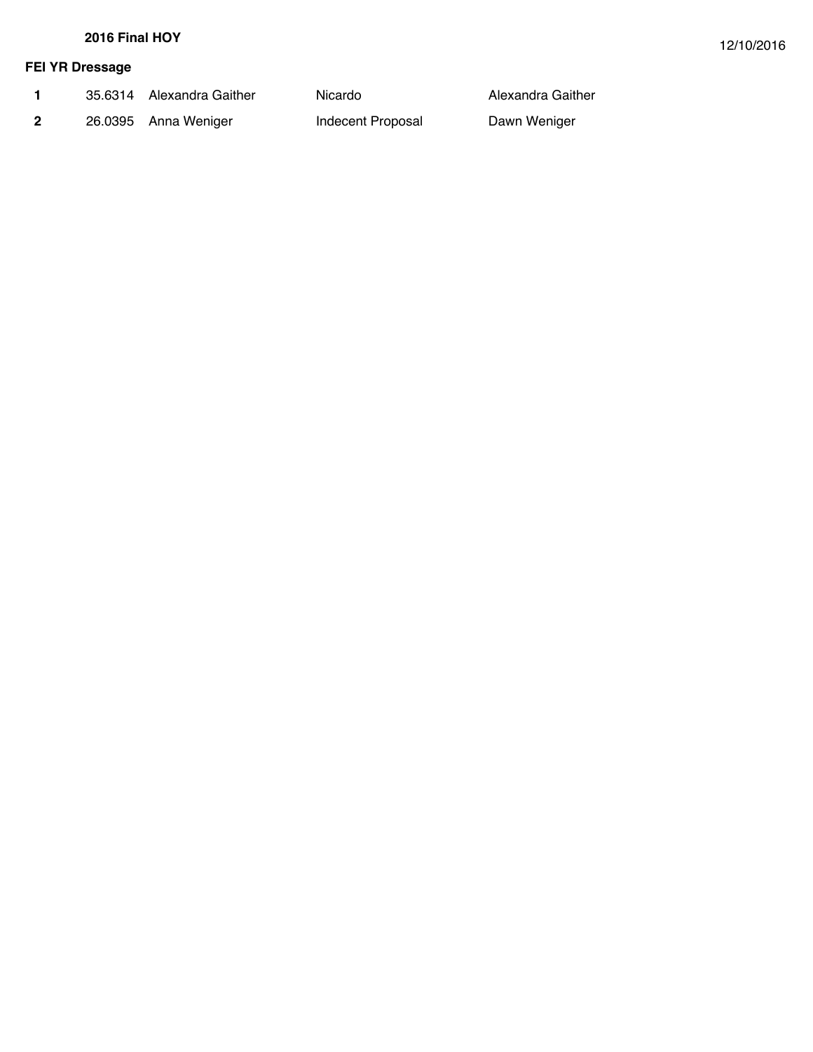**2016 Final HOY**

12/10/2016

**FEI YR Dressage**

| | | | | |
|---|---|---|---|---|
| **1** | 35.6314 | Alexandra Gaither | Nicardo | Alexandra Gaither |
| **2** | 26.0395 | Anna Weniger | Indecent Proposal | Dawn Weniger |